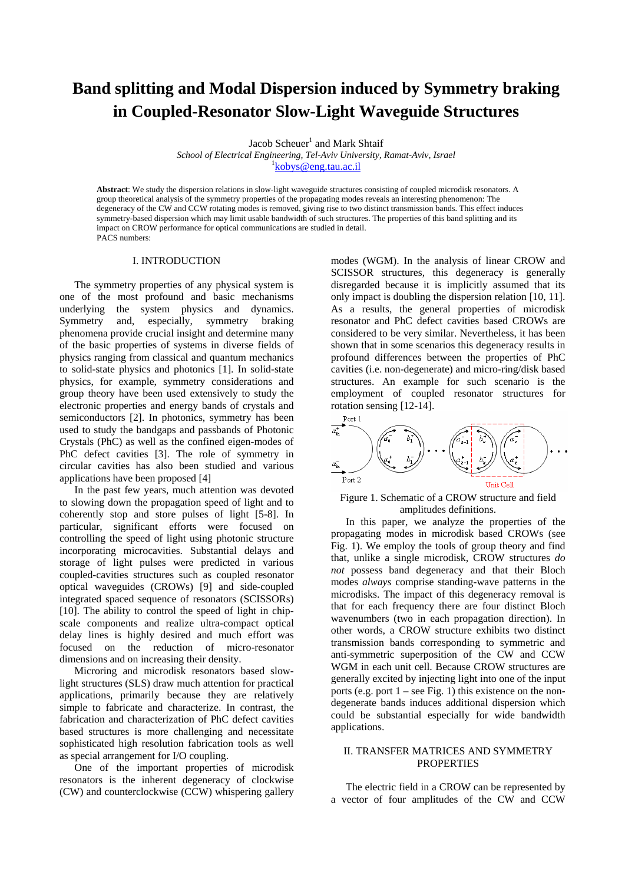# Band splitting and Modal Dispersion induced by Symmetry braking in Coupled-Resonator Slow-Light Waveguide Structures

Jacob Scheuer[1] and Mark Shtaif

*School of Electrical Engineering, Tel-Aviv University, Ramat-Aviv, Israel*

[1]kobys@eng.tau.ac.il

**Abstract**: We study the dispersion relations in slow-light waveguide structures consisting of coupled microdisk resonators. A group theoretical analysis of the symmetry properties of the propagating modes reveals an interesting phenomenon: The degeneracy of the CW and CCW rotating modes is removed, giving rise to two distinct transmission bands. This effect induces symmetry-based dispersion which may limit usable bandwidth of such structures. The properties of this band splitting and its impact on CROW performance for optical communications are studied in detail.

PACS numbers:

## I. INTRODUCTION

The symmetry properties of any physical system is one of the most profound and basic mechanisms underlying the system physics and dynamics. Symmetry and, especially, symmetry braking phenomena provide crucial insight and determine many of the basic properties of systems in diverse fields of physics ranging from classical and quantum mechanics to solid-state physics and photonics [1]. In solid-state physics, for example, symmetry considerations and group theory have been used extensively to study the electronic properties and energy bands of crystals and semiconductors [2]. In photonics, symmetry has been used to study the bandgaps and passbands of Photonic Crystals (PhC) as well as the confined eigen-modes of PhC defect cavities [3]. The role of symmetry in circular cavities has also been studied and various applications have been proposed [4]

In the past few years, much attention was devoted to slowing down the propagation speed of light and to coherently stop and store pulses of light [5-8]. In particular, significant efforts were focused on controlling the speed of light using photonic structure incorporating microcavities. Substantial delays and storage of light pulses were predicted in various coupled-cavities structures such as coupled resonator optical waveguides (CROWs) [9] and side-coupled integrated spaced sequence of resonators (SCISSORs) [10]. The ability to control the speed of light in chip-scale components and realize ultra-compact optical delay lines is highly desired and much effort was focused on the reduction of micro-resonator dimensions and on increasing their density.

Microring and microdisk resonators based slow-light structures (SLS) draw much attention for practical applications, primarily because they are relatively simple to fabricate and characterize. In contrast, the fabrication and characterization of PhC defect cavities based structures is more challenging and necessitate sophisticated high resolution fabrication tools as well as special arrangement for I/O coupling.

One of the important properties of microdisk resonators is the inherent degeneracy of clockwise (CW) and counterclockwise (CCW) whispering gallery modes (WGM). In the analysis of linear CROW and SCISSOR structures, this degeneracy is generally disregarded because it is implicitly assumed that its only impact is doubling the dispersion relation [10, 11]. As a results, the general properties of microdisk resonator and PhC defect cavities based CROWs are considered to be very similar. Nevertheless, it has been shown that in some scenarios this degeneracy results in profound differences between the properties of PhC cavities (i.e. non-degenerate) and micro-ring/disk based structures. An example for such scenario is the employment of coupled resonator structures for rotation sensing [12-14].

Figure 1. Schematic of a CROW structure and field amplitudes definitions.

In this paper, we analyze the properties of the propagating modes in microdisk based CROWs (see Fig. 1). We employ the tools of group theory and find that, unlike a single microdisk, CROW structures *do not* possess band degeneracy and that their Bloch modes *always* comprise standing-wave patterns in the microdisks. The impact of this degeneracy removal is that for each frequency there are four distinct Bloch wavenumbers (two in each propagation direction). In other words, a CROW structure exhibits two distinct transmission bands corresponding to symmetric and anti-symmetric superposition of the CW and CCW WGM in each unit cell. Because CROW structures are generally excited by injecting light into one of the input ports (e.g. port 1 – see Fig. 1) this existence on the non-degenerate bands induces additional dispersion which could be substantial especially for wide bandwidth applications.

## II. TRANSFER MATRICES AND SYMMETRY PROPERTIES

The electric field in a CROW can be represented by a vector of four amplitudes of the CW and CCW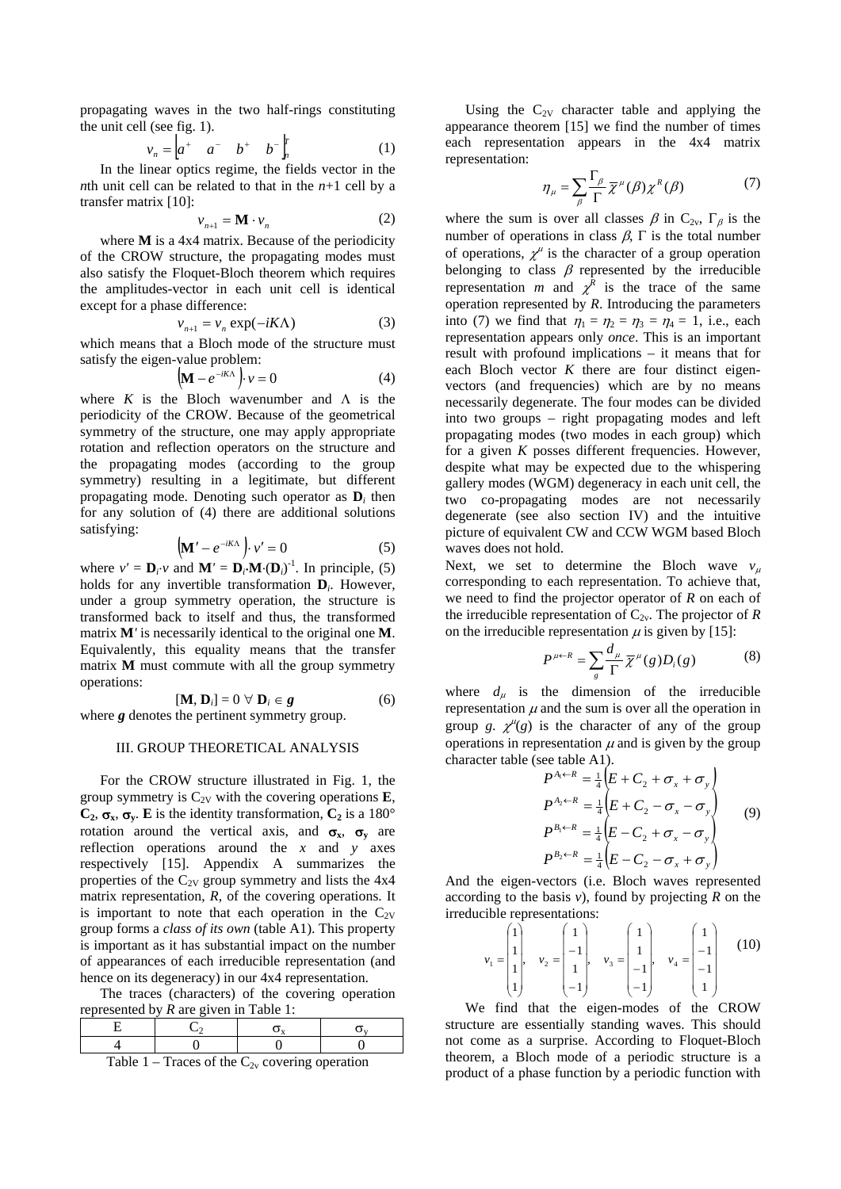propagating waves in the two half-rings constituting the unit cell (see fig. 1).

$$v_n = \begin{bmatrix} a^+ & a^- & b^+ & b^- \end{bmatrix}_n^T \tag{1}$$

In the linear optics regime, the fields vector in the $n$th unit cell can be related to that in the $n$+1 cell by a transfer matrix [10]:

$$v_{n+1} = \mathbf{M} \cdot v_n \tag{2}$$

where **M** is a 4x4 matrix. Because of the periodicity of the CROW structure, the propagating modes must also satisfy the Floquet-Bloch theorem which requires the amplitudes-vector in each unit cell is identical except for a phase difference:

$$v_{n+1} = v_n \exp(-iK\Lambda) \tag{3}$$

which means that a Bloch mode of the structure must satisfy the eigen-value problem:

$$\left(\mathbf{M} - e^{-iK\Lambda}\right) \cdot v = 0 \tag{4}$$

where $K$ is the Bloch wavenumber and $\Lambda$ is the periodicity of the CROW. Because of the geometrical symmetry of the structure, one may apply appropriate rotation and reflection operators on the structure and the propagating modes (according to the group symmetry) resulting in a legitimate, but different propagating mode. Denoting such operator as $\mathbf{D}_i$ then for any solution of (4) there are additional solutions satisfying:

$$\left(\mathbf{M}' - e^{-iK\Lambda}\right) \cdot v' = 0 \tag{5}$$

where $v' = \mathbf{D}_i \cdot v$ and $\mathbf{M}' = \mathbf{D}_i \cdot \mathbf{M} \cdot (\mathbf{D}_i)^{-1}$. In principle, (5) holds for any invertible transformation $\mathbf{D}_i$. However, under a group symmetry operation, the structure is transformed back to itself and thus, the transformed matrix $\mathbf{M}'$ is necessarily identical to the original one **M**. Equivalently, this equality means that the transfer matrix **M** must commute with all the group symmetry operations:

$$[\mathbf{M}, \mathbf{D}_i] = 0 \;\forall\; \mathbf{D}_i \in \boldsymbol{g} \tag{6}$$

where $\boldsymbol{g}$ denotes the pertinent symmetry group.

## III. GROUP THEORETICAL ANALYSIS

For the CROW structure illustrated in Fig. 1, the group symmetry is $C_{2V}$ with the covering operations **E**, $\mathbf{C_2}$, $\boldsymbol{\sigma_x}$, $\boldsymbol{\sigma_y}$. **E** is the identity transformation, $\mathbf{C_2}$ is a 180° rotation around the vertical axis, and $\boldsymbol{\sigma_x}$, $\boldsymbol{\sigma_y}$ are reflection operations around the $x$ and $y$ axes respectively [15]. Appendix A summarizes the properties of the $C_{2V}$ group symmetry and lists the 4x4 matrix representation, $R$, of the covering operations. It is important to note that each operation in the $C_{2V}$ group forms a *class of its own* (table A1). This property is important as it has substantial impact on the number of appearances of each irreducible representation (and hence on its degeneracy) in our 4x4 representation.

The traces (characters) of the covering operation represented by $R$ are given in Table 1:

| E | $C_2$ | $\sigma_x$ | $\sigma_y$ |
|---|---|---|---|
| 4 | 0 | 0 | 0 |

Table 1 – Traces of the $C_{2v}$ covering operation

Using the $C_{2V}$ character table and applying the appearance theorem [15] we find the number of times each representation appears in the 4x4 matrix representation:

$$\eta_\mu = \sum_\beta \frac{\Gamma_\beta}{\Gamma} \overline{\chi}^\mu(\beta) \chi^R(\beta) \tag{7}$$

where the sum is over all classes $\beta$ in $C_{2v}$, $\Gamma_\beta$ is the number of operations in class $\beta$, $\Gamma$ is the total number of operations, $\chi^\mu$ is the character of a group operation belonging to class $\beta$ represented by the irreducible representation $m$ and $\chi^R$ is the trace of the same operation represented by $R$. Introducing the parameters into (7) we find that $\eta_1 = \eta_2 = \eta_3 = \eta_4 = 1$, i.e., each representation appears only *once*. This is an important result with profound implications – it means that for each Bloch vector $K$ there are four distinct eigen-vectors (and frequencies) which are by no means necessarily degenerate. The four modes can be divided into two groups – right propagating modes and left propagating modes (two modes in each group) which for a given $K$ posses different frequencies. However, despite what may be expected due to the whispering gallery modes (WGM) degeneracy in each unit cell, the two co-propagating modes are not necessarily degenerate (see also section IV) and the intuitive picture of equivalent CW and CCW WGM based Bloch waves does not hold.

Next, we set to determine the Bloch wave $v_\mu$ corresponding to each representation. To achieve that, we need to find the projector operator of $R$ on each of the irreducible representation of $C_{2v}$. The projector of $R$ on the irreducible representation $\mu$ is given by [15]:

$$P^{\mu \leftarrow R} = \sum_g \frac{d_\mu}{\Gamma} \overline{\chi}^\mu(g) D_i(g) \tag{8}$$

where $d_\mu$ is the dimension of the irreducible representation $\mu$ and the sum is over all the operation in group $g$. $\chi^\mu(g)$ is the character of any of the group operations in representation $\mu$ and is given by the group character table (see table A1).

$$\begin{aligned}
P^{A_1 \leftarrow R} &= \tfrac{1}{4}\left(E + C_2 + \sigma_x + \sigma_y\right) \\
P^{A_2 \leftarrow R} &= \tfrac{1}{4}\left(E + C_2 - \sigma_x - \sigma_y\right) \\
P^{B_1 \leftarrow R} &= \tfrac{1}{4}\left(E - C_2 + \sigma_x - \sigma_y\right) \\
P^{B_2 \leftarrow R} &= \tfrac{1}{4}\left(E - C_2 - \sigma_x + \sigma_y\right)
\end{aligned} \tag{9}$$

And the eigen-vectors (i.e. Bloch waves represented according to the basis $v$), found by projecting $R$ on the irreducible representations:

$$v_1 = \begin{pmatrix} 1 \\ 1 \\ 1 \\ 1 \end{pmatrix}, \quad v_2 = \begin{pmatrix} 1 \\ -1 \\ 1 \\ -1 \end{pmatrix}, \quad v_3 = \begin{pmatrix} 1 \\ 1 \\ -1 \\ -1 \end{pmatrix}, \quad v_4 = \begin{pmatrix} 1 \\ -1 \\ -1 \\ 1 \end{pmatrix} \tag{10}$$

We find that the eigen-modes of the CROW structure are essentially standing waves. This should not come as a surprise. According to Floquet-Bloch theorem, a Bloch mode of a periodic structure is a product of a phase function by a periodic function with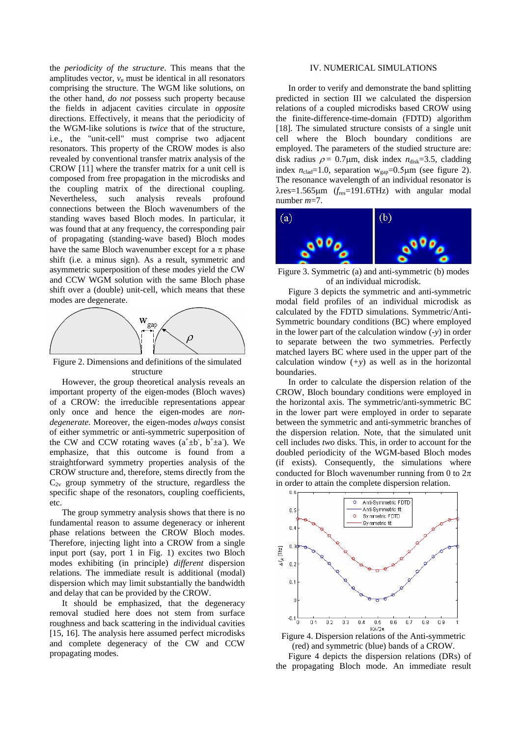the *periodicity of the structure*. This means that the amplitudes vector, $v_n$ must be identical in all resonators comprising the structure. The WGM like solutions, on the other hand, *do not* possess such property because the fields in adjacent cavities circulate in *opposite* directions. Effectively, it means that the periodicity of the WGM-like solutions is *twice* that of the structure, i.e., the "unit-cell" must comprise two adjacent resonators. This property of the CROW modes is also revealed by conventional transfer matrix analysis of the CROW [11] where the transfer matrix for a unit cell is composed from free propagation in the microdisks and the coupling matrix of the directional coupling. Nevertheless, such analysis reveals profound connections between the Bloch wavenumbers of the standing waves based Bloch modes. In particular, it was found that at any frequency, the corresponding pair of propagating (standing-wave based) Bloch modes have the same Bloch wavenumber except for a $\pi$ phase shift (i.e. a minus sign). As a result, symmetric and asymmetric superposition of these modes yield the CW and CCW WGM solution with the same Bloch phase shift over a (double) unit-cell, which means that these modes are degenerate.

Figure 2. Dimensions and definitions of the simulated structure

However, the group theoretical analysis reveals an important property of the eigen-modes (Bloch waves) of a CROW: the irreducible representations appear only once and hence the eigen-modes are *non-degenerate*. Moreover, the eigen-modes *always* consist of either symmetric or anti-symmetric superposition of the CW and CCW rotating waves ($a^+ \pm b^-$, $b^+ \pm a^-$). We emphasize, that this outcome is found from a straightforward symmetry properties analysis of the CROW structure and, therefore, stems directly from the $C_{2v}$ group symmetry of the structure, regardless the specific shape of the resonators, coupling coefficients, etc.

The group symmetry analysis shows that there is no fundamental reason to assume degeneracy or inherent phase relations between the CROW Bloch modes. Therefore, injecting light into a CROW from a single input port (say, port 1 in Fig. 1) excites two Bloch modes exhibiting (in principle) *different* dispersion relations. The immediate result is additional (modal) dispersion which may limit substantially the bandwidth and delay that can be provided by the CROW.

It should be emphasized, that the degeneracy removal studied here does not stem from surface roughness and back scattering in the individual cavities [15, 16]. The analysis here assumed perfect microdisks and complete degeneracy of the CW and CCW propagating modes.

## IV. NUMERICAL SIMULATIONS

In order to verify and demonstrate the band splitting predicted in section III we calculated the dispersion relations of a coupled microdisks based CROW using the finite-difference-time-domain (FDTD) algorithm [18]. The simulated structure consists of a single unit cell where the Bloch boundary conditions are employed. The parameters of the studied structure are: disk radius $\rho = 0.7\mu m$, disk index $n_{disk}=3.5$, cladding index $n_{clad}=1.0$, separation $w_{gap}=0.5\mu m$ (see figure 2). The resonance wavelength of an individual resonator is $\lambda res=1.565\mu m$ ($f_{res}=191.6THz$) with angular modal number $m=7$.

Figure 3. Symmetric (a) and anti-symmetric (b) modes of an individual microdisk.

Figure 3 depicts the symmetric and anti-symmetric modal field profiles of an individual microdisk as calculated by the FDTD simulations. Symmetric/Anti-Symmetric boundary conditions (BC) where employed in the lower part of the calculation window (-*y*) in order to separate between the two symmetries. Perfectly matched layers BC where used in the upper part of the calculation window (+*y*) as well as in the horizontal boundaries.

In order to calculate the dispersion relation of the CROW, Bloch boundary conditions were employed in the horizontal axis. The symmetric/anti-symmetric BC in the lower part were employed in order to separate between the symmetric and anti-symmetric branches of the dispersion relation. Note, that the simulated unit cell includes *two* disks. This, in order to account for the doubled periodicity of the WGM-based Bloch modes (if exists). Consequently, the simulations where conducted for Bloch wavenumber running from 0 to $2\pi$ in order to attain the complete dispersion relation.

Figure 4. Dispersion relations of the Anti-symmetric (red) and symmetric (blue) bands of a CROW.

Figure 4 depicts the dispersion relations (DRs) of the propagating Bloch mode. An immediate result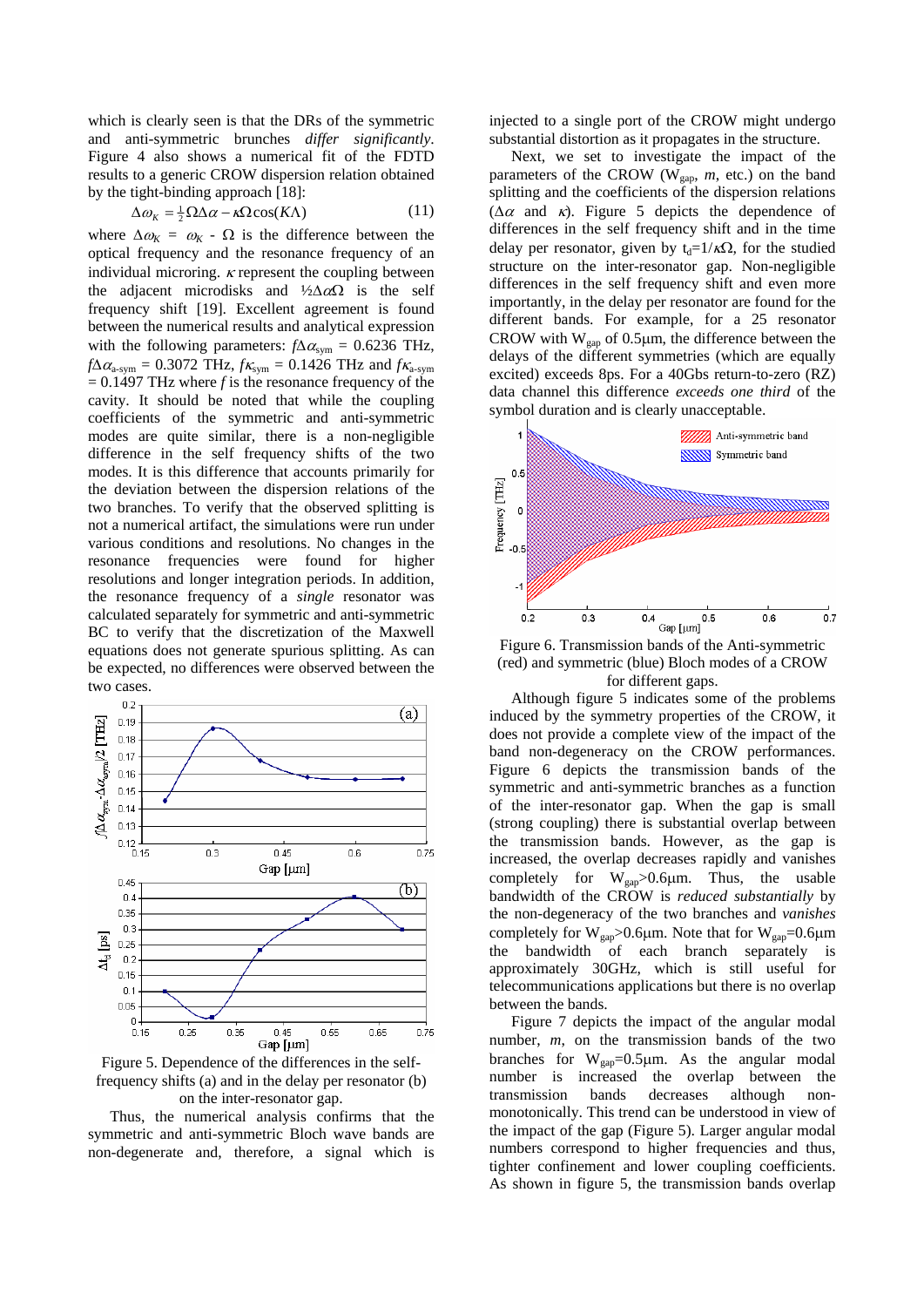which is clearly seen is that the DRs of the symmetric and anti-symmetric brunches *differ significantly*. Figure 4 also shows a numerical fit of the FDTD results to a generic CROW dispersion relation obtained by the tight-binding approach [18]:

$$\Delta\omega_K = \tfrac{1}{2}\Omega\Delta\alpha - \kappa\Omega\cos(K\Lambda) \tag{11}$$

where $\Delta\omega_K = \omega_K - \Omega$ is the difference between the optical frequency and the resonance frequency of an individual microring. $\kappa$ represent the coupling between the adjacent microdisks and $\frac{1}{2}\Delta\alpha\Omega$ is the self frequency shift [19]. Excellent agreement is found between the numerical results and analytical expression with the following parameters: $f\Delta\alpha_{sym} = 0.6236$ THz, $f\Delta\alpha_{a\text{-}sym} = 0.3072$ THz, $f\kappa_{sym} = 0.1426$ THz and $f\kappa_{a\text{-}sym} = 0.1497$ THz where $f$ is the resonance frequency of the cavity. It should be noted that while the coupling coefficients of the symmetric and anti-symmetric modes are quite similar, there is a non-negligible difference in the self frequency shifts of the two modes. It is this difference that accounts primarily for the deviation between the dispersion relations of the two branches. To verify that the observed splitting is not a numerical artifact, the simulations were run under various conditions and resolutions. No changes in the resonance frequencies were found for higher resolutions and longer integration periods. In addition, the resonance frequency of a *single* resonator was calculated separately for symmetric and anti-symmetric BC to verify that the discretization of the Maxwell equations does not generate spurious splitting. As can be expected, no differences were observed between the two cases.

Figure 5. Dependence of the differences in the self-frequency shifts (a) and in the delay per resonator (b) on the inter-resonator gap.

Thus, the numerical analysis confirms that the symmetric and anti-symmetric Bloch wave bands are non-degenerate and, therefore, a signal which is injected to a single port of the CROW might undergo substantial distortion as it propagates in the structure.

Next, we set to investigate the impact of the parameters of the CROW ($W_{gap}$, $m$, etc.) on the band splitting and the coefficients of the dispersion relations ($\Delta\alpha$ and $\kappa$). Figure 5 depicts the dependence of differences in the self frequency shift and in the time delay per resonator, given by $t_d=1/\kappa\Omega$, for the studied structure on the inter-resonator gap. Non-negligible differences in the self frequency shift and even more importantly, in the delay per resonator are found for the different bands. For example, for a 25 resonator CROW with $W_{gap}$ of 0.5μm, the difference between the delays of the different symmetries (which are equally excited) exceeds 8ps. For a 40Gbs return-to-zero (RZ) data channel this difference *exceeds one third* of the symbol duration and is clearly unacceptable.

Figure 6. Transmission bands of the Anti-symmetric (red) and symmetric (blue) Bloch modes of a CROW for different gaps.

Although figure 5 indicates some of the problems induced by the symmetry properties of the CROW, it does not provide a complete view of the impact of the band non-degeneracy on the CROW performances. Figure 6 depicts the transmission bands of the symmetric and anti-symmetric branches as a function of the inter-resonator gap. When the gap is small (strong coupling) there is substantial overlap between the transmission bands. However, as the gap is increased, the overlap decreases rapidly and vanishes completely for $W_{gap}$>0.6μm. Thus, the usable bandwidth of the CROW is *reduced substantially* by the non-degeneracy of the two branches and *vanishes* completely for $W_{gap}$>0.6μm. Note that for $W_{gap}$=0.6μm the bandwidth of each branch separately is approximately 30GHz, which is still useful for telecommunications applications but there is no overlap between the bands.

Figure 7 depicts the impact of the angular modal number, $m$, on the transmission bands of the two branches for $W_{gap}$=0.5μm. As the angular modal number is increased the overlap between the transmission bands decreases although non-monotonically. This trend can be understood in view of the impact of the gap (Figure 5). Larger angular modal numbers correspond to higher frequencies and thus, tighter confinement and lower coupling coefficients. As shown in figure 5, the transmission bands overlap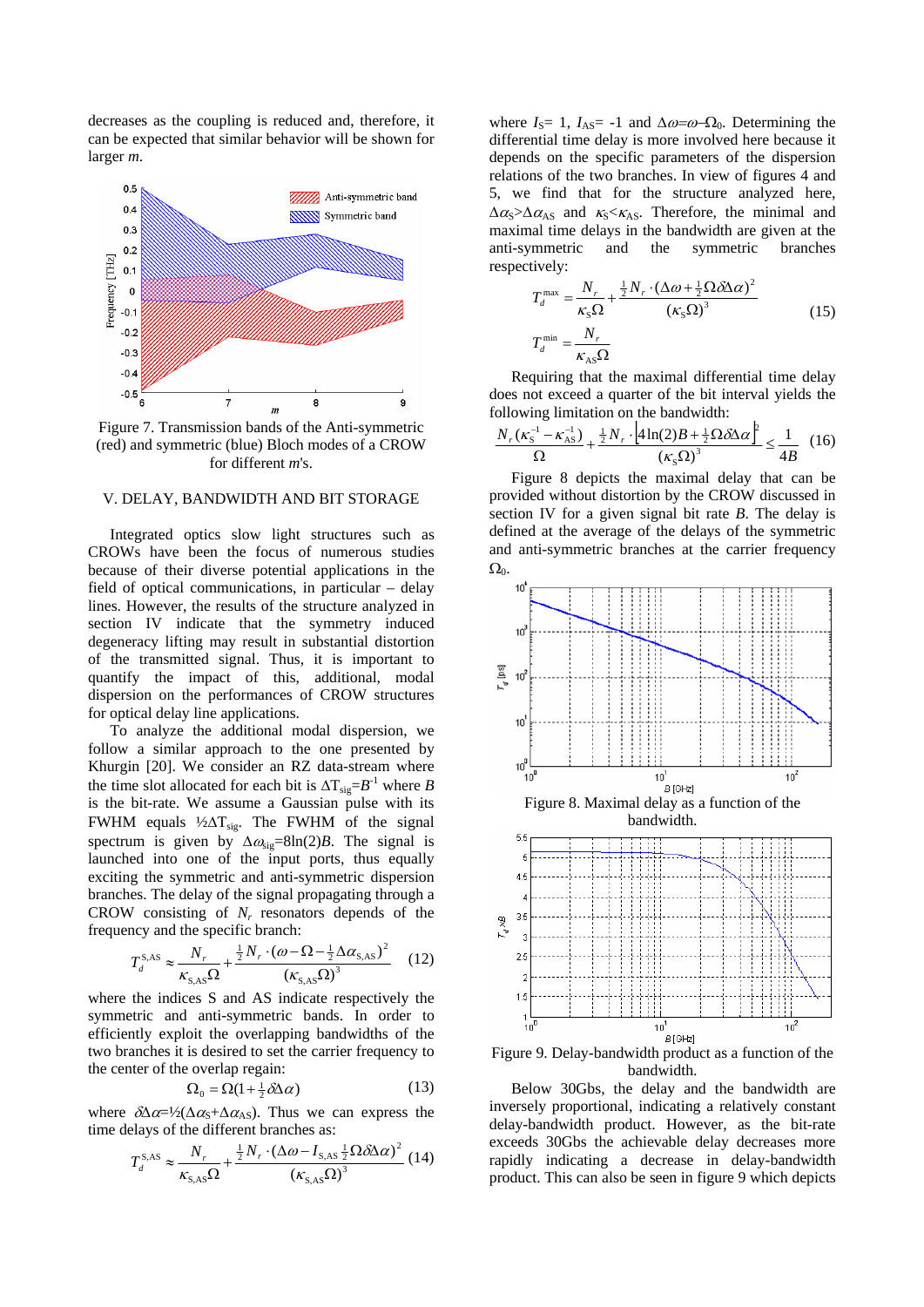decreases as the coupling is reduced and, therefore, it can be expected that similar behavior will be shown for larger $m$.

Figure 7. Transmission bands of the Anti-symmetric (red) and symmetric (blue) Bloch modes of a CROW for different $m$'s.

## V. DELAY, BANDWIDTH AND BIT STORAGE

Integrated optics slow light structures such as CROWs have been the focus of numerous studies because of their diverse potential applications in the field of optical communications, in particular – delay lines. However, the results of the structure analyzed in section IV indicate that the symmetry induced degeneracy lifting may result in substantial distortion of the transmitted signal. Thus, it is important to quantify the impact of this, additional, modal dispersion on the performances of CROW structures for optical delay line applications.

To analyze the additional modal dispersion, we follow a similar approach to the one presented by Khurgin [20]. We consider an RZ data-stream where the time slot allocated for each bit is $\Delta T_{sig}=B^{-1}$ where $B$ is the bit-rate. We assume a Gaussian pulse with its FWHM equals $\frac{1}{2}\Delta T_{sig}$. The FWHM of the signal spectrum is given by $\Delta\omega_{sig}=8\ln(2)B$. The signal is launched into one of the input ports, thus equally exciting the symmetric and anti-symmetric dispersion branches. The delay of the signal propagating through a CROW consisting of $N_r$ resonators depends of the frequency and the specific branch:

$$T_d^{\mathrm{S,AS}} \approx \frac{N_r}{\kappa_{\mathrm{S,AS}}\Omega} + \frac{\frac{1}{2}N_r\cdot\left(\omega-\Omega-\frac{1}{2}\Delta\alpha_{\mathrm{S,AS}}\right)^2}{\left(\kappa_{\mathrm{S,AS}}\Omega\right)^3} \quad (12)$$

where the indices S and AS indicate respectively the symmetric and anti-symmetric bands. In order to efficiently exploit the overlapping bandwidths of the two branches it is desired to set the carrier frequency to the center of the overlap regain:

$$\Omega_0 = \Omega\left(1+\tfrac{1}{2}\delta\Delta\alpha\right) \quad (13)$$

where $\delta\Delta\alpha=\frac{1}{2}(\Delta\alpha_S+\Delta\alpha_{AS})$. Thus we can express the time delays of the different branches as:

$$T_d^{\mathrm{S,AS}} \approx \frac{N_r}{\kappa_{\mathrm{S,AS}}\Omega} + \frac{\frac{1}{2}N_r\cdot\left(\Delta\omega - I_{\mathrm{S,AS}}\frac{1}{2}\Omega\delta\Delta\alpha\right)^2}{\left(\kappa_{\mathrm{S,AS}}\Omega\right)^3} \quad (14)$$

where $I_S= 1$, $I_{AS}= -1$ and $\Delta\omega=\omega-\Omega_0$. Determining the differential time delay is more involved here because it depends on the specific parameters of the dispersion relations of the two branches. In view of figures 4 and 5, we find that for the structure analyzed here, $\Delta\alpha_S>\Delta\alpha_{AS}$ and $\kappa_S<\kappa_{AS}$. Therefore, the minimal and maximal time delays in the bandwidth are given at the anti-symmetric and the symmetric branches respectively:

$$T_d^{\max} = \frac{N_r}{\kappa_S\Omega} + \frac{\frac{1}{2}N_r\cdot\left(\Delta\omega+\frac{1}{2}\Omega\delta\Delta\alpha\right)^2}{\left(\kappa_S\Omega\right)^3}$$
$$T_d^{\min} = \frac{N_r}{\kappa_{AS}\Omega} \quad (15)$$

Requiring that the maximal differential time delay does not exceed a quarter of the bit interval yields the following limitation on the bandwidth:

$$\frac{N_r\left(\kappa_S^{-1}-\kappa_{AS}^{-1}\right)}{\Omega} + \frac{\frac{1}{2}N_r\cdot\left[4\ln(2)B+\frac{1}{2}\Omega\delta\Delta\alpha\right]^2}{\left(\kappa_S\Omega\right)^3} \le \frac{1}{4B} \quad (16)$$

Figure 8 depicts the maximal delay that can be provided without distortion by the CROW discussed in section IV for a given signal bit rate $B$. The delay is defined at the average of the delays of the symmetric and anti-symmetric branches at the carrier frequency $\Omega_0$.

Figure 8. Maximal delay as a function of the bandwidth.

Figure 9. Delay-bandwidth product as a function of the bandwidth.

Below 30Gbs, the delay and the bandwidth are inversely proportional, indicating a relatively constant delay-bandwidth product. However, as the bit-rate exceeds 30Gbs the achievable delay decreases more rapidly indicating a decrease in delay-bandwidth product. This can also be seen in figure 9 which depicts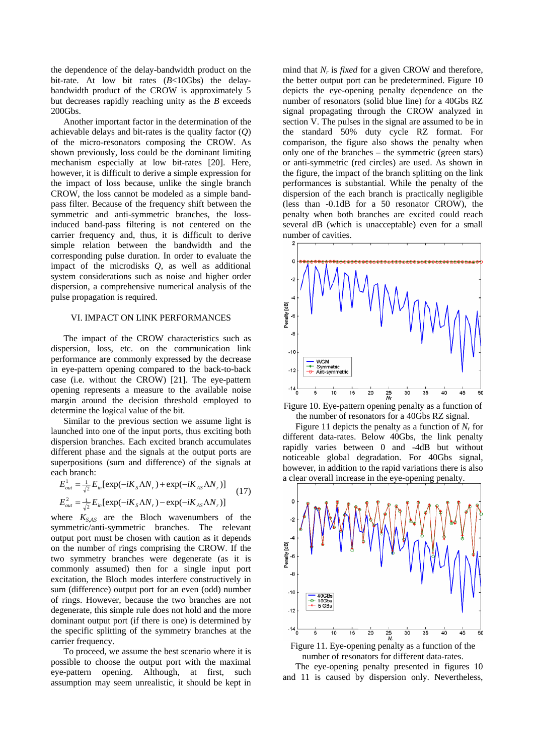the dependence of the delay-bandwidth product on the bit-rate. At low bit rates ($B$<10Gbs) the delay-bandwidth product of the CROW is approximately 5 but decreases rapidly reaching unity as the $B$ exceeds 200Gbs.

Another important factor in the determination of the achievable delays and bit-rates is the quality factor ($Q$) of the micro-resonators composing the CROW. As shown previously, loss could be the dominant limiting mechanism especially at low bit-rates [20]. Here, however, it is difficult to derive a simple expression for the impact of loss because, unlike the single branch CROW, the loss cannot be modeled as a simple band-pass filter. Because of the frequency shift between the symmetric and anti-symmetric branches, the loss-induced band-pass filtering is not centered on the carrier frequency and, thus, it is difficult to derive simple relation between the bandwidth and the corresponding pulse duration. In order to evaluate the impact of the microdisks $Q$, as well as additional system considerations such as noise and higher order dispersion, a comprehensive numerical analysis of the pulse propagation is required.

## VI. IMPACT ON LINK PERFORMANCES

The impact of the CROW characteristics such as dispersion, loss, etc. on the communication link performance are commonly expressed by the decrease in eye-pattern opening compared to the back-to-back case (i.e. without the CROW) [21]. The eye-pattern opening represents a measure to the available noise margin around the decision threshold employed to determine the logical value of the bit.

Similar to the previous section we assume light is launched into one of the input ports, thus exciting both dispersion branches. Each excited branch accumulates different phase and the signals at the output ports are superpositions (sum and difference) of the signals at each branch:

$$E_{out}^{1} = \tfrac{1}{\sqrt{2}} E_{in}[\exp(-iK_S \Lambda N_r) + \exp(-iK_{AS} \Lambda N_r)]$$
$$E_{out}^{2} = \tfrac{1}{\sqrt{2}} E_{in}[\exp(-iK_S \Lambda N_r) - \exp(-iK_{AS} \Lambda N_r)] \quad (17)$$

where $K_{S,AS}$ are the Bloch wavenumbers of the symmetric/anti-symmetric branches. The relevant output port must be chosen with caution as it depends on the number of rings comprising the CROW. If the two symmetry branches were degenerate (as it is commonly assumed) then for a single input port excitation, the Bloch modes interfere constructively in sum (difference) output port for an even (odd) number of rings. However, because the two branches are not degenerate, this simple rule does not hold and the more dominant output port (if there is one) is determined by the specific splitting of the symmetry branches at the carrier frequency.

To proceed, we assume the best scenario where it is possible to choose the output port with the maximal eye-pattern opening. Although, at first, such assumption may seem unrealistic, it should be kept in mind that $N_r$ is *fixed* for a given CROW and therefore, the better output port can be predetermined. Figure 10 depicts the eye-opening penalty dependence on the number of resonators (solid blue line) for a 40Gbs RZ signal propagating through the CROW analyzed in section V. The pulses in the signal are assumed to be in the standard 50% duty cycle RZ format. For comparison, the figure also shows the penalty when only one of the branches – the symmetric (green stars) or anti-symmetric (red circles) are used. As shown in the figure, the impact of the branch splitting on the link performances is substantial. While the penalty of the dispersion of the each branch is practically negligible (less than -0.1dB for a 50 resonator CROW), the penalty when both branches are excited could reach several dB (which is unacceptable) even for a small number of cavities.

Figure 10. Eye-pattern opening penalty as a function of the number of resonators for a 40Gbs RZ signal.

Figure 11 depicts the penalty as a function of $N_r$ for different data-rates. Below 40Gbs, the link penalty rapidly varies between 0 and -4dB but without noticeable global degradation. For 40Gbs signal, however, in addition to the rapid variations there is also a clear overall increase in the eye-opening penalty.

Figure 11. Eye-opening penalty as a function of the number of resonators for different data-rates.

The eye-opening penalty presented in figures 10 and 11 is caused by dispersion only. Nevertheless,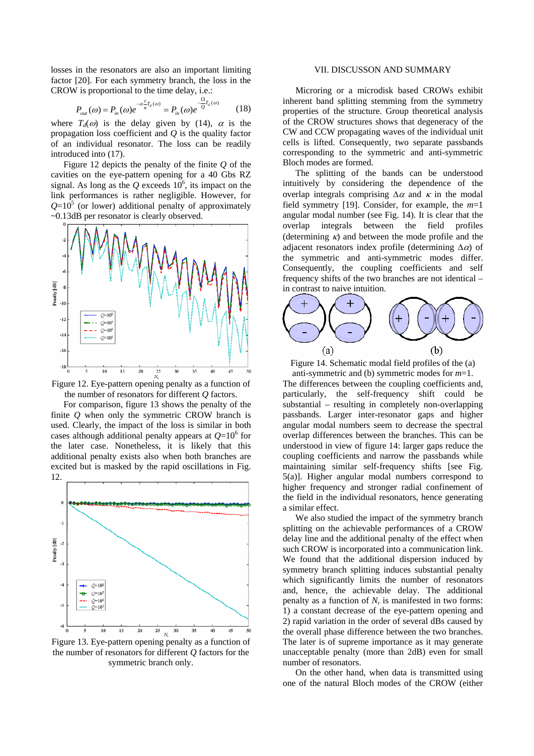losses in the resonators are also an important limiting factor [20]. For each symmetry branch, the loss in the CROW is proportional to the time delay, i.e.:

$$P_{out}(\omega) = P_{in}(\omega) e^{-\alpha \frac{c}{n} T_d(\omega)} = P_{in}(\omega) e^{-\frac{\Omega}{Q} T_d(\omega)} \qquad (18)$$

where $T_d(\omega)$ is the delay given by (14), $\alpha$ is the propagation loss coefficient and $Q$ is the quality factor of an individual resonator. The loss can be readily introduced into (17).

Figure 12 depicts the penalty of the finite $Q$ of the cavities on the eye-pattern opening for a 40 Gbs RZ signal. As long as the $Q$ exceeds $10^6$, its impact on the link performances is rather negligible. However, for $Q=10^5$ (or lower) additional penalty of approximately ~0.13dB per resonator is clearly observed.

Figure 12. Eye-pattern opening penalty as a function of the number of resonators for different $Q$ factors.

For comparison, figure 13 shows the penalty of the finite $Q$ when only the symmetric CROW branch is used. Clearly, the impact of the loss is similar in both cases although additional penalty appears at $Q=10^6$ for the later case. Nonetheless, it is likely that this additional penalty exists also when both branches are excited but is masked by the rapid oscillations in Fig. 12.

Figure 13. Eye-pattern opening penalty as a function of the number of resonators for different $Q$ factors for the symmetric branch only.

## VII. DISCUSSON AND SUMMARY

Microring or a microdisk based CROWs exhibit inherent band splitting stemming from the symmetry properties of the structure. Group theoretical analysis of the CROW structures shows that degeneracy of the CW and CCW propagating waves of the individual unit cells is lifted. Consequently, two separate passbands corresponding to the symmetric and anti-symmetric Bloch modes are formed.

The splitting of the bands can be understood intuitively by considering the dependence of the overlap integrals comprising $\Delta\alpha$ and $\kappa$ in the modal field symmetry [19]. Consider, for example, the $m$=1 angular modal number (see Fig. 14). It is clear that the overlap integrals between the field profiles (determining $\kappa$) and between the mode profile and the adjacent resonators index profile (determining $\Delta\alpha$) of the symmetric and anti-symmetric modes differ. Consequently, the coupling coefficients and self frequency shifts of the two branches are not identical – in contrast to naive intuition.

Figure 14. Schematic modal field profiles of the (a) anti-symmetric and (b) symmetric modes for $m$=1.

The differences between the coupling coefficients and, particularly, the self-frequency shift could be substantial – resulting in completely non-overlapping passbands. Larger inter-resonator gaps and higher angular modal numbers seem to decrease the spectral overlap differences between the branches. This can be understood in view of figure 14: larger gaps reduce the coupling coefficients and narrow the passbands while maintaining similar self-frequency shifts [see Fig. 5(a)]. Higher angular modal numbers correspond to higher frequency and stronger radial confinement of the field in the individual resonators, hence generating a similar effect.

We also studied the impact of the symmetry branch splitting on the achievable performances of a CROW delay line and the additional penalty of the effect when such CROW is incorporated into a communication link. We found that the additional dispersion induced by symmetry branch splitting induces substantial penalty which significantly limits the number of resonators and, hence, the achievable delay. The additional penalty as a function of $N_r$ is manifested in two forms: 1) a constant decrease of the eye-pattern opening and 2) rapid variation in the order of several dBs caused by the overall phase difference between the two branches. The later is of supreme importance as it may generate unacceptable penalty (more than 2dB) even for small number of resonators.

On the other hand, when data is transmitted using one of the natural Bloch modes of the CROW (either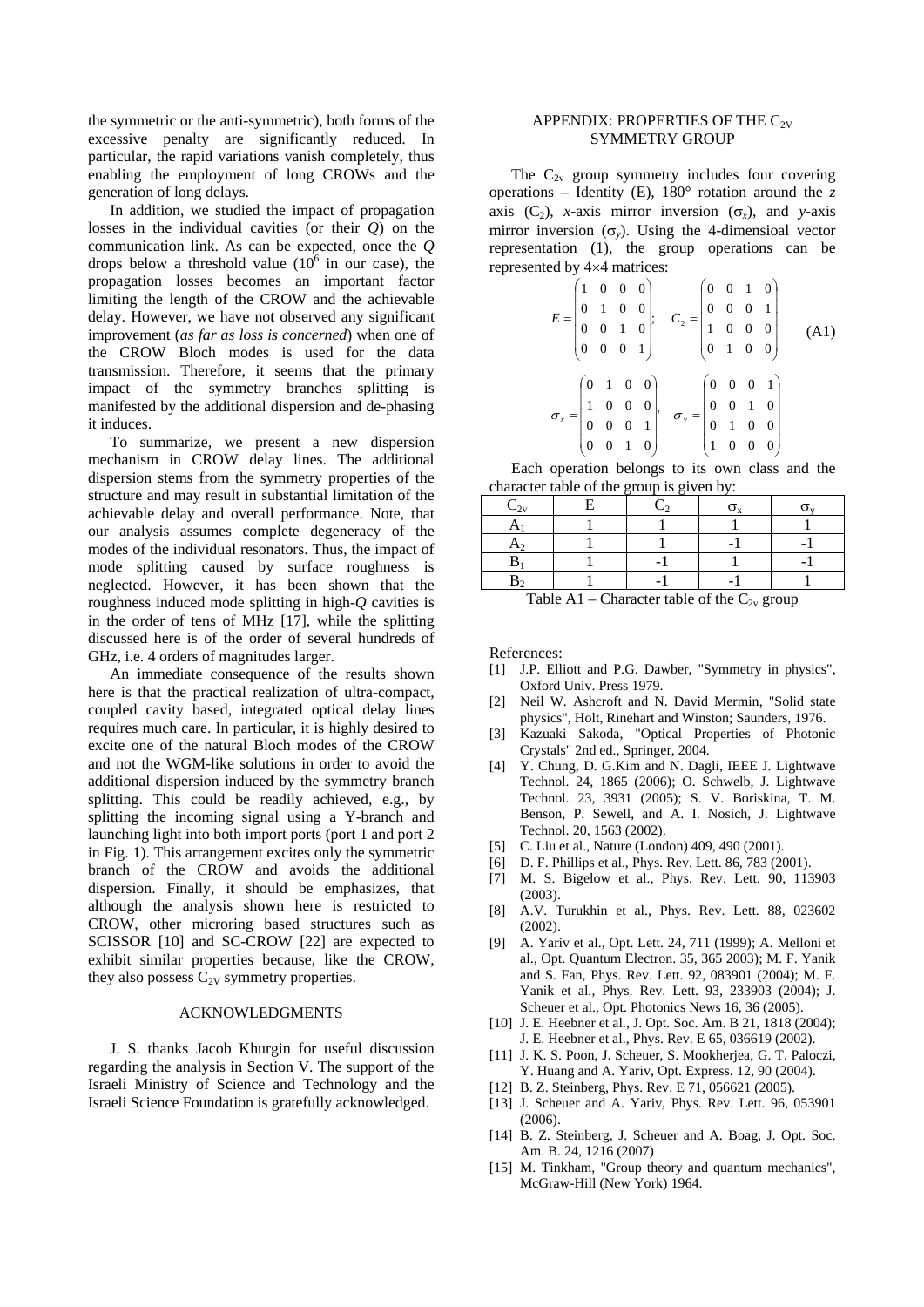the symmetric or the anti-symmetric), both forms of the excessive penalty are significantly reduced. In particular, the rapid variations vanish completely, thus enabling the employment of long CROWs and the generation of long delays.

In addition, we studied the impact of propagation losses in the individual cavities (or their *Q*) on the communication link. As can be expected, once the *Q* drops below a threshold value ($10^6$ in our case), the propagation losses becomes an important factor limiting the length of the CROW and the achievable delay. However, we have not observed any significant improvement (*as far as loss is concerned*) when one of the CROW Bloch modes is used for the data transmission. Therefore, it seems that the primary impact of the symmetry branches splitting is manifested by the additional dispersion and de-phasing it induces.

To summarize, we present a new dispersion mechanism in CROW delay lines. The additional dispersion stems from the symmetry properties of the structure and may result in substantial limitation of the achievable delay and overall performance. Note, that our analysis assumes complete degeneracy of the modes of the individual resonators. Thus, the impact of mode splitting caused by surface roughness is neglected. However, it has been shown that the roughness induced mode splitting in high-*Q* cavities is in the order of tens of MHz [17], while the splitting discussed here is of the order of several hundreds of GHz, i.e. 4 orders of magnitudes larger.

An immediate consequence of the results shown here is that the practical realization of ultra-compact, coupled cavity based, integrated optical delay lines requires much care. In particular, it is highly desired to excite one of the natural Bloch modes of the CROW and not the WGM-like solutions in order to avoid the additional dispersion induced by the symmetry branch splitting. This could be readily achieved, e.g., by splitting the incoming signal using a Y-branch and launching light into both import ports (port 1 and port 2 in Fig. 1). This arrangement excites only the symmetric branch of the CROW and avoids the additional dispersion. Finally, it should be emphasizes, that although the analysis shown here is restricted to CROW, other microring based structures such as SCISSOR [10] and SC-CROW [22] are expected to exhibit similar properties because, like the CROW, they also possess $C_{2V}$ symmetry properties.

## ACKNOWLEDGMENTS

J. S. thanks Jacob Khurgin for useful discussion regarding the analysis in Section V. The support of the Israeli Ministry of Science and Technology and the Israeli Science Foundation is gratefully acknowledged.

## APPENDIX: PROPERTIES OF THE $C_{2V}$ SYMMETRY GROUP

The $C_{2v}$ group symmetry includes four covering operations – Identity (E), 180° rotation around the *z* axis ($C_2$), *x*-axis mirror inversion ($\sigma_x$), and *y*-axis mirror inversion ($\sigma_y$). Using the 4-dimensioal vector representation (1), the group operations can be represented by 4×4 matrices:

$$E = \begin{pmatrix} 1 & 0 & 0 & 0 \\ 0 & 1 & 0 & 0 \\ 0 & 0 & 1 & 0 \\ 0 & 0 & 0 & 1 \end{pmatrix}; \quad C_2 = \begin{pmatrix} 0 & 0 & 1 & 0 \\ 0 & 0 & 0 & 1 \\ 1 & 0 & 0 & 0 \\ 0 & 1 & 0 & 0 \end{pmatrix} \tag{A1}$$

$$\sigma_x = \begin{pmatrix} 0 & 1 & 0 & 0 \\ 1 & 0 & 0 & 0 \\ 0 & 0 & 0 & 1 \\ 0 & 0 & 1 & 0 \end{pmatrix}, \quad \sigma_y = \begin{pmatrix} 0 & 0 & 0 & 1 \\ 0 & 0 & 1 & 0 \\ 0 & 1 & 0 & 0 \\ 1 & 0 & 0 & 0 \end{pmatrix}$$

Each operation belongs to its own class and the character table of the group is given by:

| $C_{2v}$ | E | $C_2$ | $\sigma_x$ | $\sigma_y$ |
|---|---|---|---|---|
| $A_1$ | 1 | 1 | 1 | 1 |
| $A_2$ | 1 | 1 | -1 | -1 |
| $B_1$ | 1 | -1 | 1 | -1 |
| $B_2$ | 1 | -1 | -1 | 1 |

Table A1 – Character table of the $C_{2v}$ group

References:

[1] J.P. Elliott and P.G. Dawber, "Symmetry in physics", Oxford Univ. Press 1979.

[2] Neil W. Ashcroft and N. David Mermin, "Solid state physics", Holt, Rinehart and Winston; Saunders, 1976.

[3] Kazuaki Sakoda, "Optical Properties of Photonic Crystals" 2nd ed., Springer, 2004.

[4] Y. Chung, D. G.Kim and N. Dagli, IEEE J. Lightwave Technol. 24, 1865 (2006); O. Schwelb, J. Lightwave Technol. 23, 3931 (2005); S. V. Boriskina, T. M. Benson, P. Sewell, and A. I. Nosich, J. Lightwave Technol. 20, 1563 (2002).

[5] C. Liu et al., Nature (London) 409, 490 (2001).

[6] D. F. Phillips et al., Phys. Rev. Lett. 86, 783 (2001).

[7] M. S. Bigelow et al., Phys. Rev. Lett. 90, 113903 (2003).

[8] A.V. Turukhin et al., Phys. Rev. Lett. 88, 023602 (2002).

[9] A. Yariv et al., Opt. Lett. 24, 711 (1999); A. Melloni et al., Opt. Quantum Electron. 35, 365 2003); M. F. Yanik and S. Fan, Phys. Rev. Lett. 92, 083901 (2004); M. F. Yanik et al., Phys. Rev. Lett. 93, 233903 (2004); J. Scheuer et al., Opt. Photonics News 16, 36 (2005).

[10] J. E. Heebner et al., J. Opt. Soc. Am. B 21, 1818 (2004); J. E. Heebner et al., Phys. Rev. E 65, 036619 (2002).

[11] J. K. S. Poon, J. Scheuer, S. Mookherjea, G. T. Paloczi, Y. Huang and A. Yariv, Opt. Express. 12, 90 (2004).

[12] B. Z. Steinberg, Phys. Rev. E 71, 056621 (2005).

[13] J. Scheuer and A. Yariv, Phys. Rev. Lett. 96, 053901 (2006).

[14] B. Z. Steinberg, J. Scheuer and A. Boag, J. Opt. Soc. Am. B. 24, 1216 (2007)

[15] M. Tinkham, "Group theory and quantum mechanics", McGraw-Hill (New York) 1964.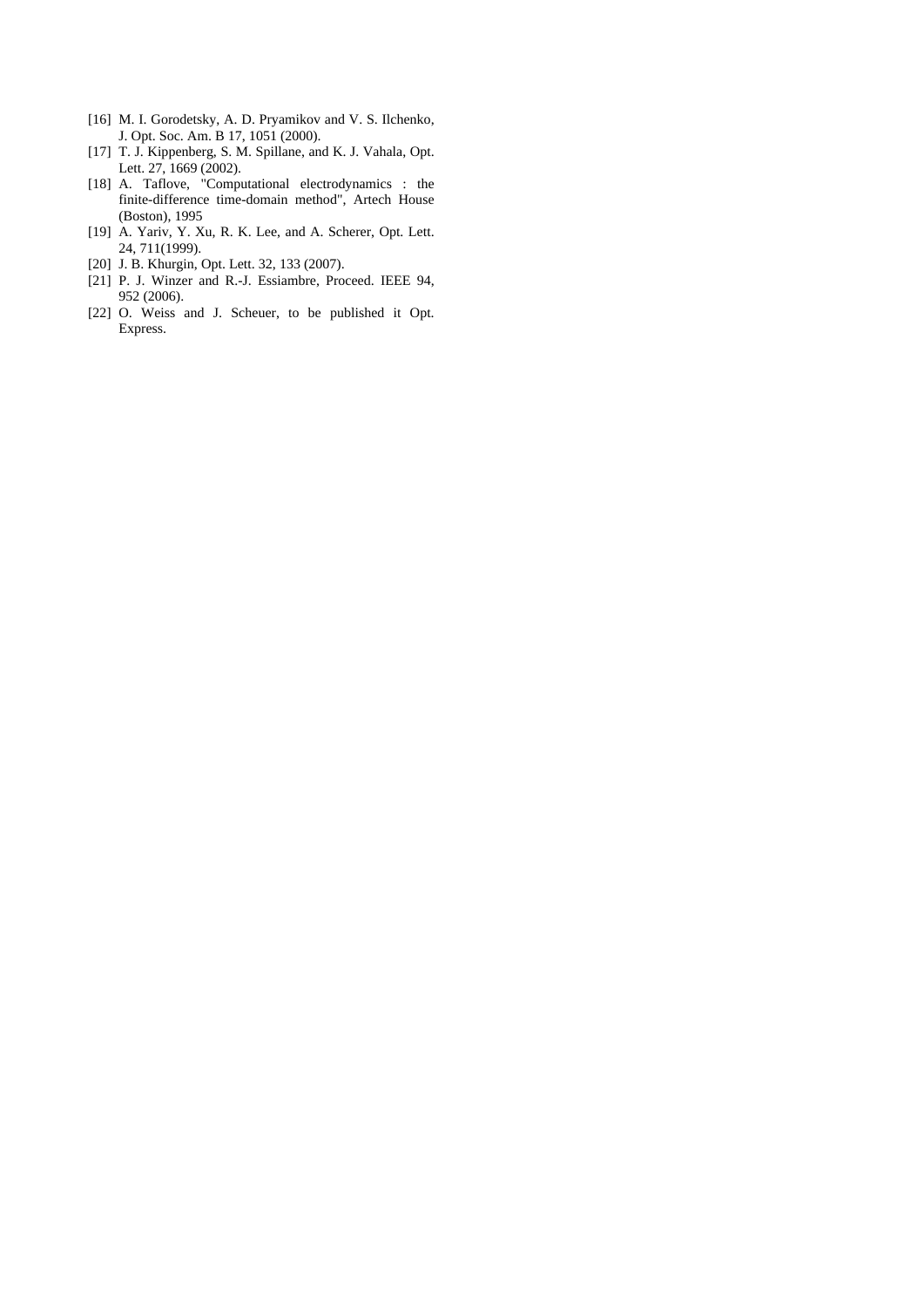[16] M. I. Gorodetsky, A. D. Pryamikov and V. S. Ilchenko, J. Opt. Soc. Am. B 17, 1051 (2000).

[17] T. J. Kippenberg, S. M. Spillane, and K. J. Vahala, Opt. Lett. 27, 1669 (2002).

[18] A. Taflove, "Computational electrodynamics : the finite-difference time-domain method", Artech House (Boston), 1995

[19] A. Yariv, Y. Xu, R. K. Lee, and A. Scherer, Opt. Lett. 24, 711(1999).

[20] J. B. Khurgin, Opt. Lett. 32, 133 (2007).

[21] P. J. Winzer and R.-J. Essiambre, Proceed. IEEE 94, 952 (2006).

[22] O. Weiss and J. Scheuer, to be published it Opt. Express.